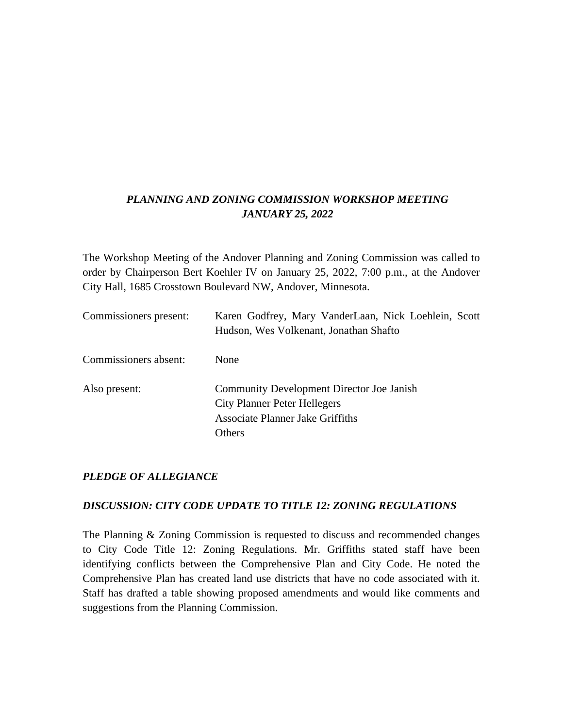***PLANNING AND ZONING COMMISSION WORKSHOP MEETING***
***JANUARY 25, 2022***

The Workshop Meeting of the Andover Planning and Zoning Commission was called to order by Chairperson Bert Koehler IV on January 25, 2022, 7:00 p.m., at the Andover City Hall, 1685 Crosstown Boulevard NW, Andover, Minnesota.

| | |
|---|---|
| Commissioners present: | Karen Godfrey, Mary VanderLaan, Nick Loehlein, Scott Hudson, Wes Volkenant, Jonathan Shafto |
| Commissioners absent: | None |
| Also present: | Community Development Director Joe Janish<br>City Planner Peter Hellegers<br>Associate Planner Jake Griffiths<br>Others |

***PLEDGE OF ALLEGIANCE***

***DISCUSSION: CITY CODE UPDATE TO TITLE 12: ZONING REGULATIONS***

The Planning & Zoning Commission is requested to discuss and recommended changes to City Code Title 12: Zoning Regulations. Mr. Griffiths stated staff have been identifying conflicts between the Comprehensive Plan and City Code. He noted the Comprehensive Plan has created land use districts that have no code associated with it. Staff has drafted a table showing proposed amendments and would like comments and suggestions from the Planning Commission.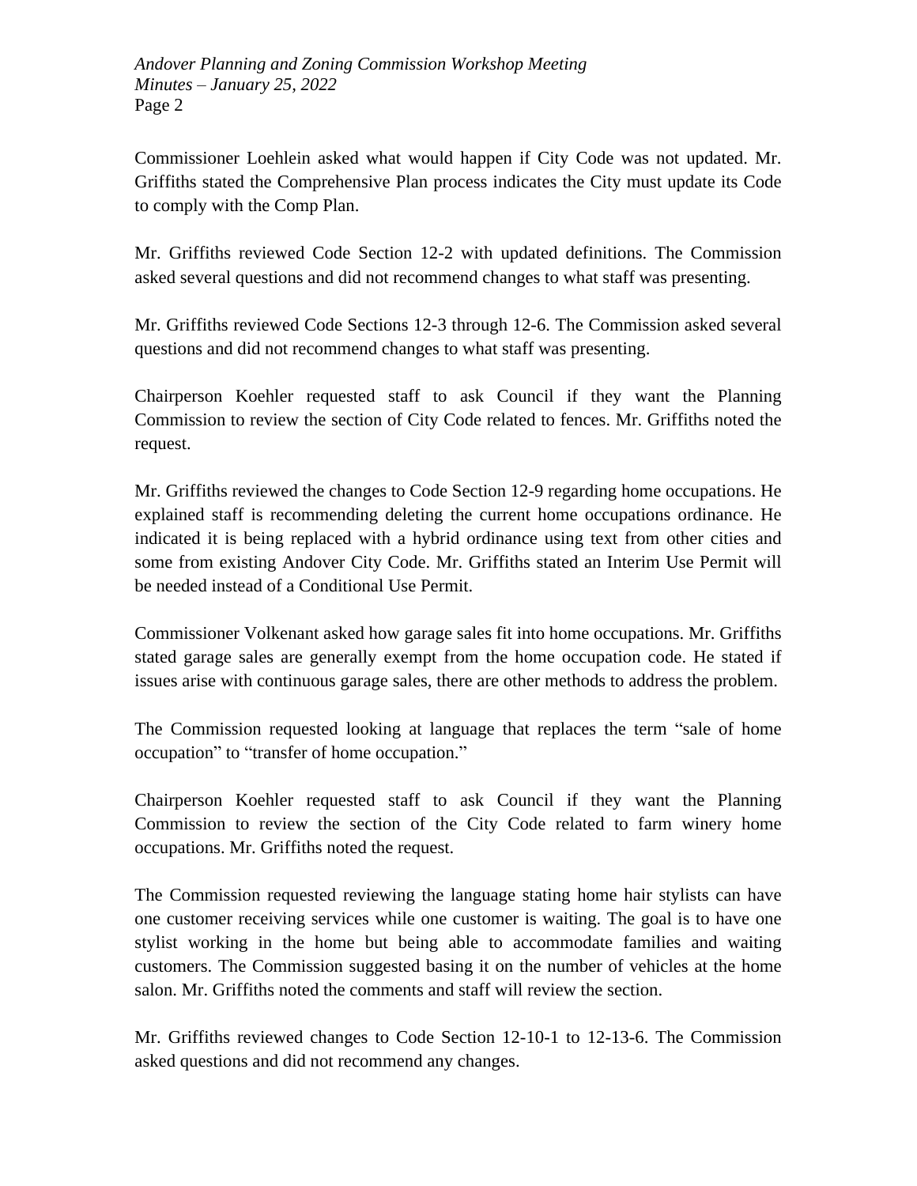Commissioner Loehlein asked what would happen if City Code was not updated. Mr. Griffiths stated the Comprehensive Plan process indicates the City must update its Code to comply with the Comp Plan.

Mr. Griffiths reviewed Code Section 12-2 with updated definitions. The Commission asked several questions and did not recommend changes to what staff was presenting.

Mr. Griffiths reviewed Code Sections 12-3 through 12-6. The Commission asked several questions and did not recommend changes to what staff was presenting.

Chairperson Koehler requested staff to ask Council if they want the Planning Commission to review the section of City Code related to fences. Mr. Griffiths noted the request.

Mr. Griffiths reviewed the changes to Code Section 12-9 regarding home occupations. He explained staff is recommending deleting the current home occupations ordinance. He indicated it is being replaced with a hybrid ordinance using text from other cities and some from existing Andover City Code. Mr. Griffiths stated an Interim Use Permit will be needed instead of a Conditional Use Permit.

Commissioner Volkenant asked how garage sales fit into home occupations. Mr. Griffiths stated garage sales are generally exempt from the home occupation code. He stated if issues arise with continuous garage sales, there are other methods to address the problem.

The Commission requested looking at language that replaces the term "sale of home occupation" to "transfer of home occupation."

Chairperson Koehler requested staff to ask Council if they want the Planning Commission to review the section of the City Code related to farm winery home occupations. Mr. Griffiths noted the request.

The Commission requested reviewing the language stating home hair stylists can have one customer receiving services while one customer is waiting. The goal is to have one stylist working in the home but being able to accommodate families and waiting customers. The Commission suggested basing it on the number of vehicles at the home salon. Mr. Griffiths noted the comments and staff will review the section.

Mr. Griffiths reviewed changes to Code Section 12-10-1 to 12-13-6. The Commission asked questions and did not recommend any changes.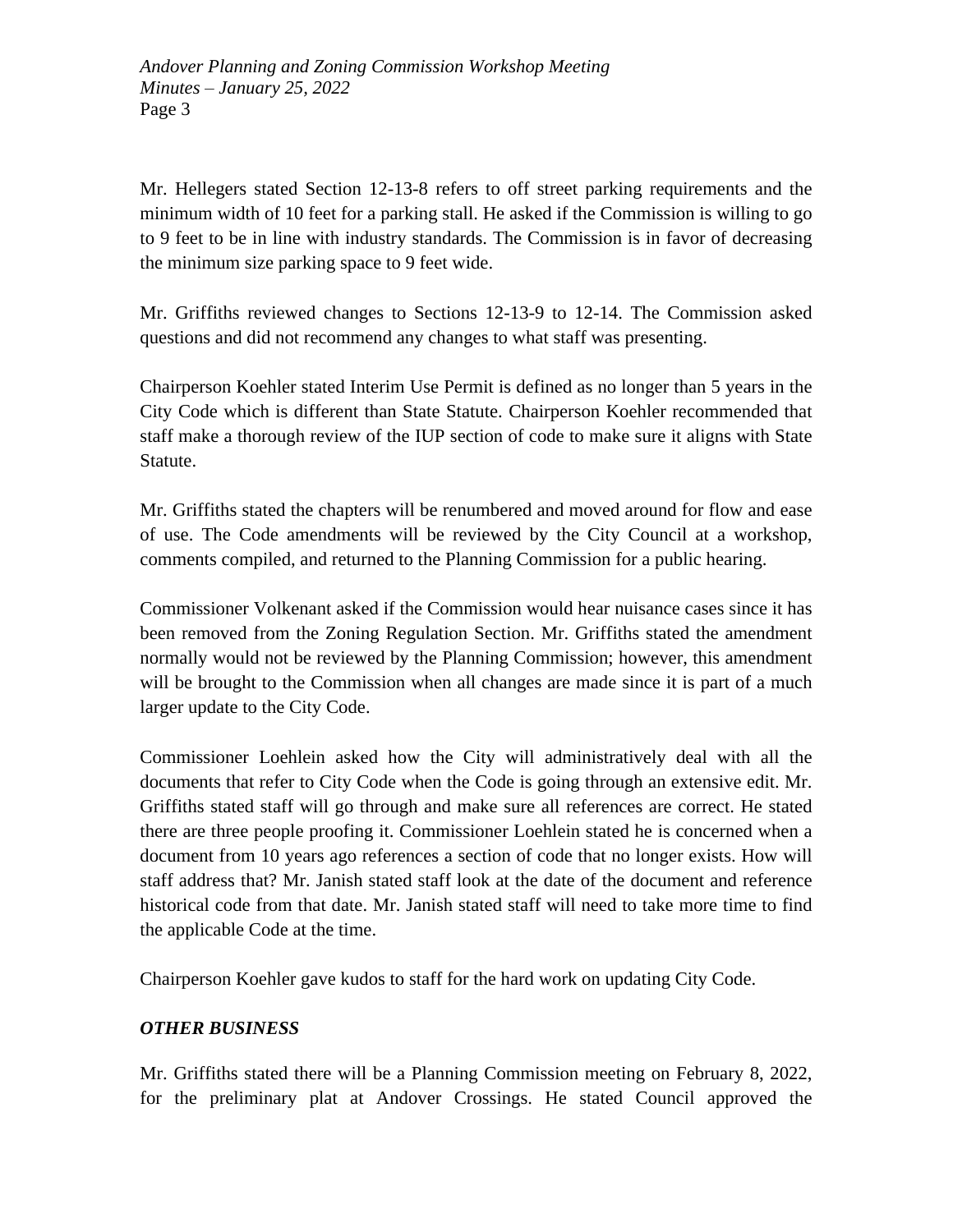Mr. Hellegers stated Section 12-13-8 refers to off street parking requirements and the minimum width of 10 feet for a parking stall. He asked if the Commission is willing to go to 9 feet to be in line with industry standards. The Commission is in favor of decreasing the minimum size parking space to 9 feet wide.

Mr. Griffiths reviewed changes to Sections 12-13-9 to 12-14. The Commission asked questions and did not recommend any changes to what staff was presenting.

Chairperson Koehler stated Interim Use Permit is defined as no longer than 5 years in the City Code which is different than State Statute. Chairperson Koehler recommended that staff make a thorough review of the IUP section of code to make sure it aligns with State Statute.

Mr. Griffiths stated the chapters will be renumbered and moved around for flow and ease of use. The Code amendments will be reviewed by the City Council at a workshop, comments compiled, and returned to the Planning Commission for a public hearing.

Commissioner Volkenant asked if the Commission would hear nuisance cases since it has been removed from the Zoning Regulation Section. Mr. Griffiths stated the amendment normally would not be reviewed by the Planning Commission; however, this amendment will be brought to the Commission when all changes are made since it is part of a much larger update to the City Code.

Commissioner Loehlein asked how the City will administratively deal with all the documents that refer to City Code when the Code is going through an extensive edit. Mr. Griffiths stated staff will go through and make sure all references are correct. He stated there are three people proofing it. Commissioner Loehlein stated he is concerned when a document from 10 years ago references a section of code that no longer exists. How will staff address that? Mr. Janish stated staff look at the date of the document and reference historical code from that date. Mr. Janish stated staff will need to take more time to find the applicable Code at the time.

Chairperson Koehler gave kudos to staff for the hard work on updating City Code.

***OTHER BUSINESS***

Mr. Griffiths stated there will be a Planning Commission meeting on February 8, 2022, for the preliminary plat at Andover Crossings. He stated Council approved the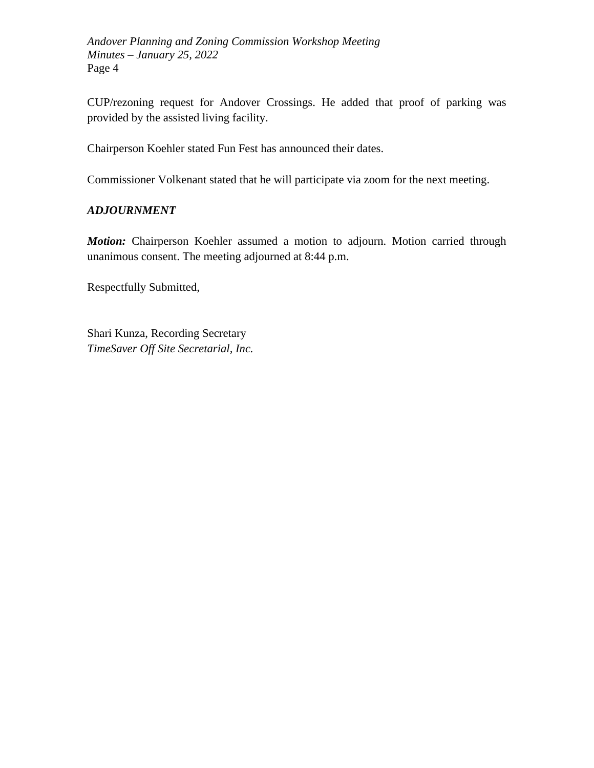CUP/rezoning request for Andover Crossings. He added that proof of parking was provided by the assisted living facility.

Chairperson Koehler stated Fun Fest has announced their dates.

Commissioner Volkenant stated that he will participate via zoom for the next meeting.

***ADJOURNMENT***

***Motion:*** Chairperson Koehler assumed a motion to adjourn. Motion carried through unanimous consent. The meeting adjourned at 8:44 p.m.

Respectfully Submitted,

Shari Kunza, Recording Secretary
*TimeSaver Off Site Secretarial, Inc.*